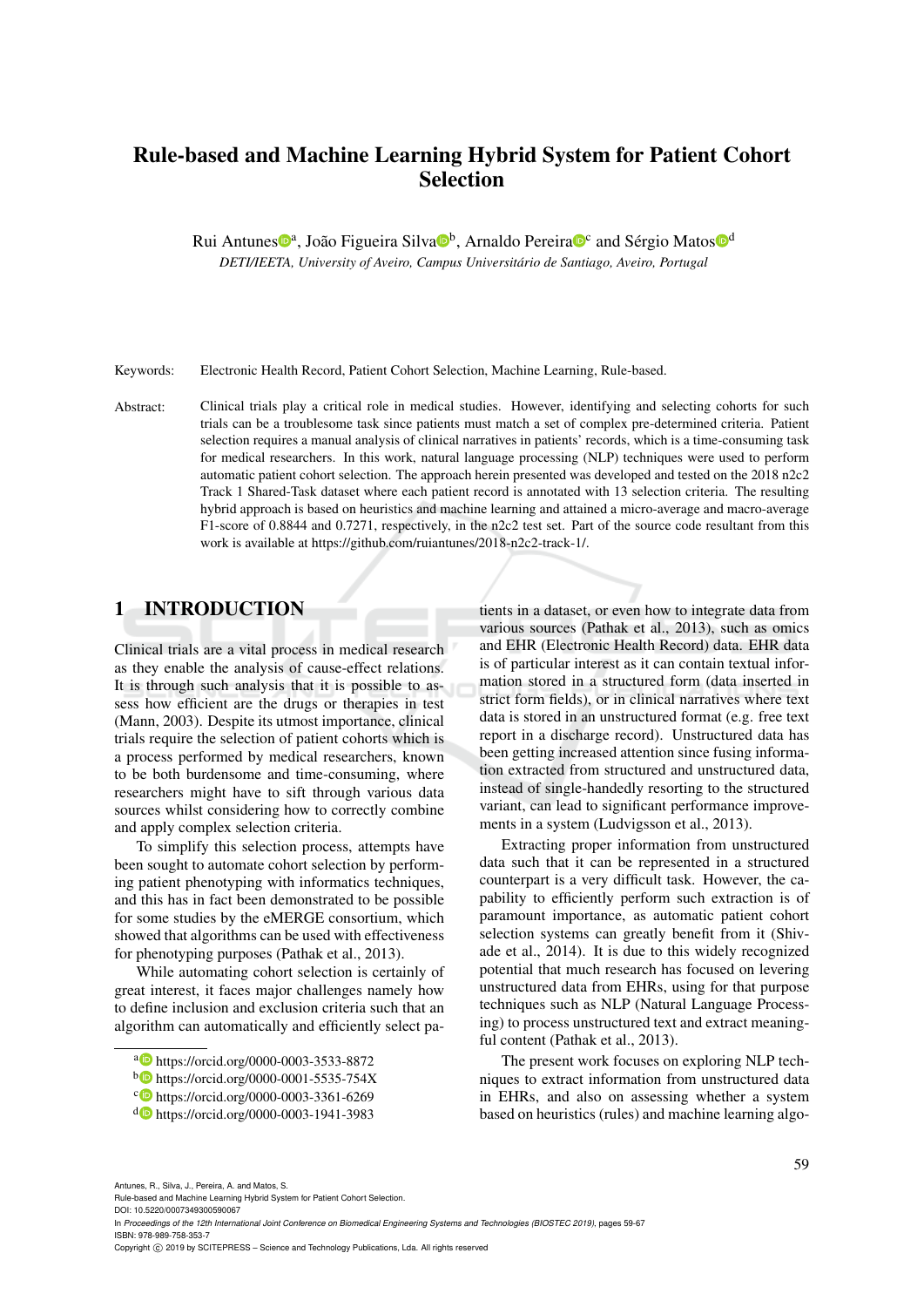# Rule-based and Machine Learning Hybrid System for Patient Cohort Selection

Rui Antunes[a], João Figueira Silva[b], Arnaldo Pereira[c] and Sérgio Matos[d]

*DETI/IEETA, University of Aveiro, Campus Universitário de Santiago, Aveiro, Portugal*

Keywords: Electronic Health Record, Patient Cohort Selection, Machine Learning, Rule-based.

Abstract: Clinical trials play a critical role in medical studies. However, identifying and selecting cohorts for such trials can be a troublesome task since patients must match a set of complex pre-determined criteria. Patient selection requires a manual analysis of clinical narratives in patients' records, which is a time-consuming task for medical researchers. In this work, natural language processing (NLP) techniques were used to perform automatic patient cohort selection. The approach herein presented was developed and tested on the 2018 n2c2 Track 1 Shared-Task dataset where each patient record is annotated with 13 selection criteria. The resulting hybrid approach is based on heuristics and machine learning and attained a micro-average and macro-average F1-score of 0.8844 and 0.7271, respectively, in the n2c2 test set. Part of the source code resultant from this work is available at https://github.com/ruiantunes/2018-n2c2-track-1/.

## 1 INTRODUCTION

Clinical trials are a vital process in medical research as they enable the analysis of cause-effect relations. It is through such analysis that it is possible to assess how efficient are the drugs or therapies in test (Mann, 2003). Despite its utmost importance, clinical trials require the selection of patient cohorts which is a process performed by medical researchers, known to be both burdensome and time-consuming, where researchers might have to sift through various data sources whilst considering how to correctly combine and apply complex selection criteria.

To simplify this selection process, attempts have been sought to automate cohort selection by performing patient phenotyping with informatics techniques, and this has in fact been demonstrated to be possible for some studies by the eMERGE consortium, which showed that algorithms can be used with effectiveness for phenotyping purposes (Pathak et al., 2013).

While automating cohort selection is certainly of great interest, it faces major challenges namely how to define inclusion and exclusion criteria such that an algorithm can automatically and efficiently select patients in a dataset, or even how to integrate data from various sources (Pathak et al., 2013), such as omics and EHR (Electronic Health Record) data. EHR data is of particular interest as it can contain textual information stored in a structured form (data inserted in strict form fields), or in clinical narratives where text data is stored in an unstructured format (e.g. free text report in a discharge record). Unstructured data has been getting increased attention since fusing information extracted from structured and unstructured data, instead of single-handedly resorting to the structured variant, can lead to significant performance improvements in a system (Ludvigsson et al., 2013).

Extracting proper information from unstructured data such that it can be represented in a structured counterpart is a very difficult task. However, the capability to efficiently perform such extraction is of paramount importance, as automatic patient cohort selection systems can greatly benefit from it (Shivade et al., 2014). It is due to this widely recognized potential that much research has focused on levering unstructured data from EHRs, using for that purpose techniques such as NLP (Natural Language Processing) to process unstructured text and extract meaningful content (Pathak et al., 2013).

The present work focuses on exploring NLP techniques to extract information from unstructured data in EHRs, and also on assessing whether a system based on heuristics (rules) and machine learning algo-

[a] https://orcid.org/0000-0003-3533-8872
[b] https://orcid.org/0000-0001-5535-754X
[c] https://orcid.org/0000-0003-3361-6269
[d] https://orcid.org/0000-0003-1941-3983

Antunes, R., Silva, J., Pereira, A. and Matos, S.
Rule-based and Machine Learning Hybrid System for Patient Cohort Selection.
DOI: 10.5220/0007349300590067
In *Proceedings of the 12th International Joint Conference on Biomedical Engineering Systems and Technologies (BIOSTEC 2019)*, pages 59-67
ISBN: 978-989-758-353-7
Copyright © 2019 by SCITEPRESS – Science and Technology Publications, Lda. All rights reserved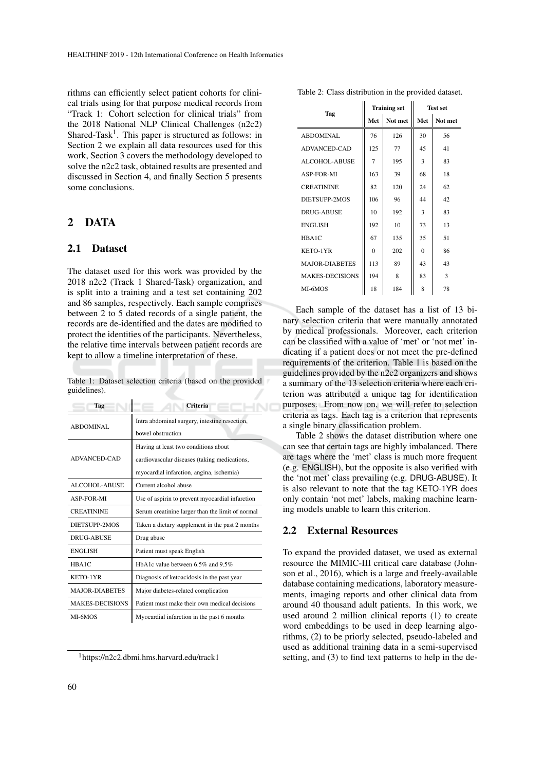rithms can efficiently select patient cohorts for clinical trials using for that purpose medical records from "Track 1: Cohort selection for clinical trials" from the 2018 National NLP Clinical Challenges (n2c2) Shared-Task[1]. This paper is structured as follows: in Section 2 we explain all data resources used for this work, Section 3 covers the methodology developed to solve the n2c2 task, obtained results are presented and discussed in Section 4, and finally Section 5 presents some conclusions.

## 2 DATA

### 2.1 Dataset

The dataset used for this work was provided by the 2018 n2c2 (Track 1 Shared-Task) organization, and is split into a training and a test set containing 202 and 86 samples, respectively. Each sample comprises between 2 to 5 dated records of a single patient, the records are de-identified and the dates are modified to protect the identities of the participants. Nevertheless, the relative time intervals between patient records are kept to allow a timeline interpretation of these.

Table 1: Dataset selection criteria (based on the provided guidelines).

| Tag | Criteria |
|---|---|
| ABDOMINAL | Intra abdominal surgery, intestine resection, bowel obstruction |
| ADVANCED-CAD | Having at least two conditions about cardiovascular diseases (taking medications, myocardial infarction, angina, ischemia) |
| ALCOHOL-ABUSE | Current alcohol abuse |
| ASP-FOR-MI | Use of aspirin to prevent myocardial infarction |
| CREATININE | Serum creatinine larger than the limit of normal |
| DIETSUPP-2MOS | Taken a dietary supplement in the past 2 months |
| DRUG-ABUSE | Drug abuse |
| ENGLISH | Patient must speak English |
| HBA1C | HbA1c value between 6.5% and 9.5% |
| KETO-1YR | Diagnosis of ketoacidosis in the past year |
| MAJOR-DIABETES | Major diabetes-related complication |
| MAKES-DECISIONS | Patient must make their own medical decisions |
| MI-6MOS | Myocardial infarction in the past 6 months |

[1]https://n2c2.dbmi.hms.harvard.edu/track1

Table 2: Class distribution in the provided dataset.

| Tag | Training set | | Test set | |
|---|---|---|---|---|
| | Met | Not met | Met | Not met |
| ABDOMINAL | 76 | 126 | 30 | 56 |
| ADVANCED-CAD | 125 | 77 | 45 | 41 |
| ALCOHOL-ABUSE | 7 | 195 | 3 | 83 |
| ASP-FOR-MI | 163 | 39 | 68 | 18 |
| CREATININE | 82 | 120 | 24 | 62 |
| DIETSUPP-2MOS | 106 | 96 | 44 | 42 |
| DRUG-ABUSE | 10 | 192 | 3 | 83 |
| ENGLISH | 192 | 10 | 73 | 13 |
| HBA1C | 67 | 135 | 35 | 51 |
| KETO-1YR | 0 | 202 | 0 | 86 |
| MAJOR-DIABETES | 113 | 89 | 43 | 43 |
| MAKES-DECISIONS | 194 | 8 | 83 | 3 |
| MI-6MOS | 18 | 184 | 8 | 78 |

Each sample of the dataset has a list of 13 binary selection criteria that were manually annotated by medical professionals. Moreover, each criterion can be classified with a value of 'met' or 'not met' indicating if a patient does or not meet the pre-defined requirements of the criterion. Table 1 is based on the guidelines provided by the n2c2 organizers and shows a summary of the 13 selection criteria where each criterion was attributed a unique tag for identification purposes. From now on, we will refer to selection criteria as tags. Each tag is a criterion that represents a single binary classification problem.

Table 2 shows the dataset distribution where one can see that certain tags are highly imbalanced. There are tags where the 'met' class is much more frequent (e.g. ENGLISH), but the opposite is also verified with the 'not met' class prevailing (e.g. DRUG-ABUSE). It is also relevant to note that the tag KETO-1YR does only contain 'not met' labels, making machine learning models unable to learn this criterion.

### 2.2 External Resources

To expand the provided dataset, we used as external resource the MIMIC-III critical care database (Johnson et al., 2016), which is a large and freely-available database containing medications, laboratory measurements, imaging reports and other clinical data from around 40 thousand adult patients. In this work, we used around 2 million clinical reports (1) to create word embeddings to be used in deep learning algorithms, (2) to be priorly selected, pseudo-labeled and used as additional training data in a semi-supervised setting, and (3) to find text patterns to help in the de-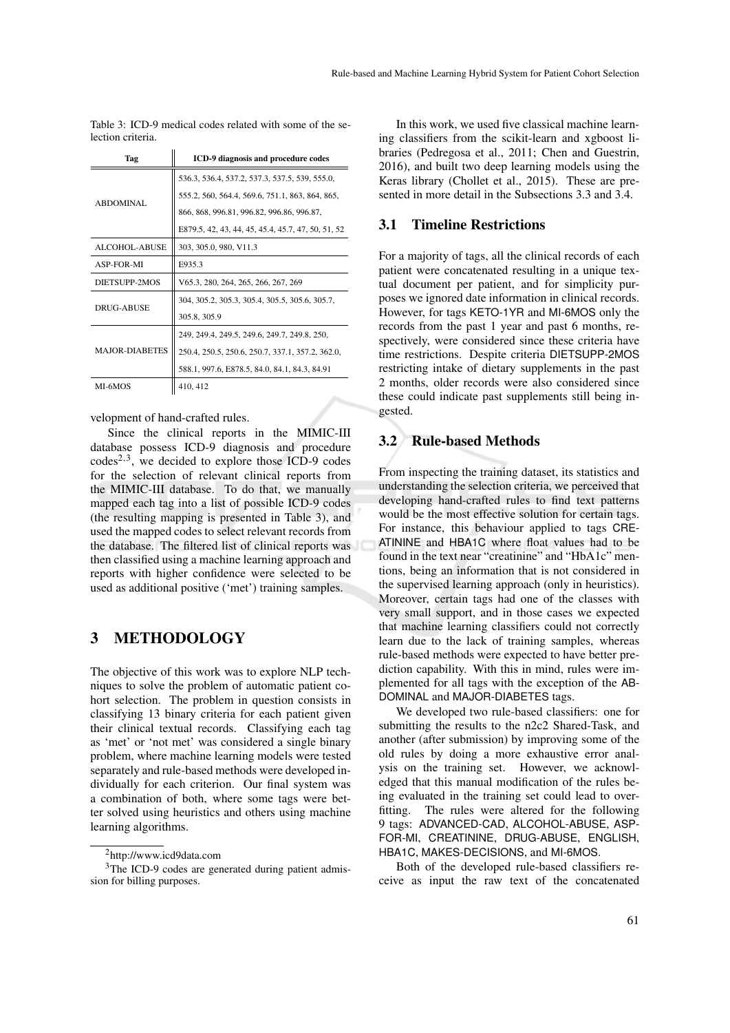Table 3: ICD-9 medical codes related with some of the selection criteria.

| Tag | ICD-9 diagnosis and procedure codes |
|---|---|
| ABDOMINAL | 536.3, 536.4, 537.2, 537.3, 537.5, 539, 555.0, 555.2, 560, 564.4, 569.6, 751.1, 863, 864, 865, 866, 868, 996.81, 996.82, 996.86, 996.87, E879.5, 42, 43, 44, 45, 45.4, 45.7, 47, 50, 51, 52 |
| ALCOHOL-ABUSE | 303, 305.0, 980, V11.3 |
| ASP-FOR-MI | E935.3 |
| DIETSUPP-2MOS | V65.3, 280, 264, 265, 266, 267, 269 |
| DRUG-ABUSE | 304, 305.2, 305.3, 305.4, 305.5, 305.6, 305.7, 305.8, 305.9 |
| MAJOR-DIABETES | 249, 249.4, 249.5, 249.6, 249.7, 249.8, 250, 250.4, 250.5, 250.6, 250.7, 337.1, 357.2, 362.0, 588.1, 997.6, E878.5, 84.0, 84.1, 84.3, 84.91 |
| MI-6MOS | 410, 412 |

velopment of hand-crafted rules.

Since the clinical reports in the MIMIC-III database possess ICD-9 diagnosis and procedure codes[2,3], we decided to explore those ICD-9 codes for the selection of relevant clinical reports from the MIMIC-III database. To do that, we manually mapped each tag into a list of possible ICD-9 codes (the resulting mapping is presented in Table 3), and used the mapped codes to select relevant records from the database. The filtered list of clinical reports was then classified using a machine learning approach and reports with higher confidence were selected to be used as additional positive ('met') training samples.

# 3 METHODOLOGY

The objective of this work was to explore NLP techniques to solve the problem of automatic patient cohort selection. The problem in question consists in classifying 13 binary criteria for each patient given their clinical textual records. Classifying each tag as 'met' or 'not met' was considered a single binary problem, where machine learning models were tested separately and rule-based methods were developed individually for each criterion. Our final system was a combination of both, where some tags were better solved using heuristics and others using machine learning algorithms.

In this work, we used five classical machine learning classifiers from the scikit-learn and xgboost libraries (Pedregosa et al., 2011; Chen and Guestrin, 2016), and built two deep learning models using the Keras library (Chollet et al., 2015). These are presented in more detail in the Subsections 3.3 and 3.4.

## 3.1 Timeline Restrictions

For a majority of tags, all the clinical records of each patient were concatenated resulting in a unique textual document per patient, and for simplicity purposes we ignored date information in clinical records. However, for tags KETO-1YR and MI-6MOS only the records from the past 1 year and past 6 months, respectively, were considered since these criteria have time restrictions. Despite criteria DIETSUPP-2MOS restricting intake of dietary supplements in the past 2 months, older records were also considered since these could indicate past supplements still being ingested.

## 3.2 Rule-based Methods

From inspecting the training dataset, its statistics and understanding the selection criteria, we perceived that developing hand-crafted rules to find text patterns would be the most effective solution for certain tags. For instance, this behaviour applied to tags CREATININE and HBA1C where float values had to be found in the text near "creatinine" and "HbA1c" mentions, being an information that is not considered in the supervised learning approach (only in heuristics). Moreover, certain tags had one of the classes with very small support, and in those cases we expected that machine learning classifiers could not correctly learn due to the lack of training samples, whereas rule-based methods were expected to have better prediction capability. With this in mind, rules were implemented for all tags with the exception of the ABDOMINAL and MAJOR-DIABETES tags.

We developed two rule-based classifiers: one for submitting the results to the n2c2 Shared-Task, and another (after submission) by improving some of the old rules by doing a more exhaustive error analysis on the training set. However, we acknowledged that this manual modification of the rules being evaluated in the training set could lead to overfitting. The rules were altered for the following 9 tags: ADVANCED-CAD, ALCOHOL-ABUSE, ASP-FOR-MI, CREATININE, DRUG-ABUSE, ENGLISH, HBA1C, MAKES-DECISIONS, and MI-6MOS.

Both of the developed rule-based classifiers receive as input the raw text of the concatenated

[2] http://www.icd9data.com

[3] The ICD-9 codes are generated during patient admission for billing purposes.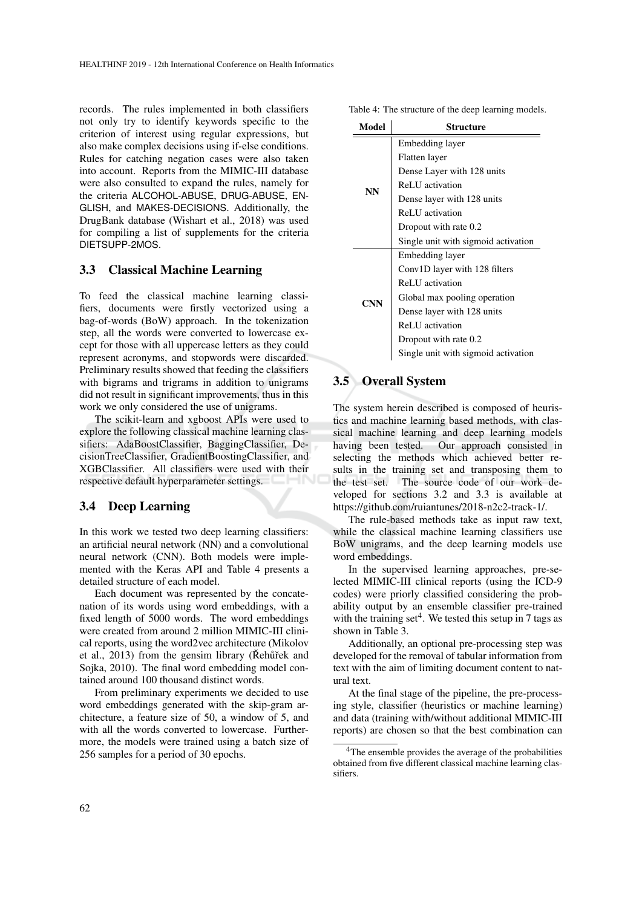records. The rules implemented in both classifiers not only try to identify keywords specific to the criterion of interest using regular expressions, but also make complex decisions using if-else conditions. Rules for catching negation cases were also taken into account. Reports from the MIMIC-III database were also consulted to expand the rules, namely for the criteria ALCOHOL-ABUSE, DRUG-ABUSE, ENGLISH, and MAKES-DECISIONS. Additionally, the DrugBank database (Wishart et al., 2018) was used for compiling a list of supplements for the criteria DIETSUPP-2MOS.

### 3.3 Classical Machine Learning

To feed the classical machine learning classifiers, documents were firstly vectorized using a bag-of-words (BoW) approach. In the tokenization step, all the words were converted to lowercase except for those with all uppercase letters as they could represent acronyms, and stopwords were discarded. Preliminary results showed that feeding the classifiers with bigrams and trigrams in addition to unigrams did not result in significant improvements, thus in this work we only considered the use of unigrams.

The scikit-learn and xgboost APIs were used to explore the following classical machine learning classifiers: AdaBoostClassifier, BaggingClassifier, DecisionTreeClassifier, GradientBoostingClassifier, and XGBClassifier. All classifiers were used with their respective default hyperparameter settings.

### 3.4 Deep Learning

In this work we tested two deep learning classifiers: an artificial neural network (NN) and a convolutional neural network (CNN). Both models were implemented with the Keras API and Table 4 presents a detailed structure of each model.

Each document was represented by the concatenation of its words using word embeddings, with a fixed length of 5000 words. The word embeddings were created from around 2 million MIMIC-III clinical reports, using the word2vec architecture (Mikolov et al., 2013) from the gensim library (Řehůřek and Sojka, 2010). The final word embedding model contained around 100 thousand distinct words.

From preliminary experiments we decided to use word embeddings generated with the skip-gram architecture, a feature size of 50, a window of 5, and with all the words converted to lowercase. Furthermore, the models were trained using a batch size of 256 samples for a period of 30 epochs.

Table 4: The structure of the deep learning models.

| Model | Structure |
|---|---|
| **NN** | Embedding layer |
| | Flatten layer |
| | Dense Layer with 128 units |
| | ReLU activation |
| | Dense layer with 128 units |
| | ReLU activation |
| | Dropout with rate 0.2 |
| | Single unit with sigmoid activation |
| **CNN** | Embedding layer |
| | Conv1D layer with 128 filters |
| | ReLU activation |
| | Global max pooling operation |
| | Dense layer with 128 units |
| | ReLU activation |
| | Dropout with rate 0.2 |
| | Single unit with sigmoid activation |

### 3.5 Overall System

The system herein described is composed of heuristics and machine learning based methods, with classical machine learning and deep learning models having been tested. Our approach consisted in selecting the methods which achieved better results in the training set and transposing them to the test set. The source code of our work developed for sections 3.2 and 3.3 is available at https://github.com/ruiantunes/2018-n2c2-track-1/.

The rule-based methods take as input raw text, while the classical machine learning classifiers use BoW unigrams, and the deep learning models use word embeddings.

In the supervised learning approaches, pre-selected MIMIC-III clinical reports (using the ICD-9 codes) were priorly classified considering the probability output by an ensemble classifier pre-trained with the training set[4]. We tested this setup in 7 tags as shown in Table 3.

Additionally, an optional pre-processing step was developed for the removal of tabular information from text with the aim of limiting document content to natural text.

At the final stage of the pipeline, the pre-processing style, classifier (heuristics or machine learning) and data (training with/without additional MIMIC-III reports) are chosen so that the best combination can

[4]The ensemble provides the average of the probabilities obtained from five different classical machine learning classifiers.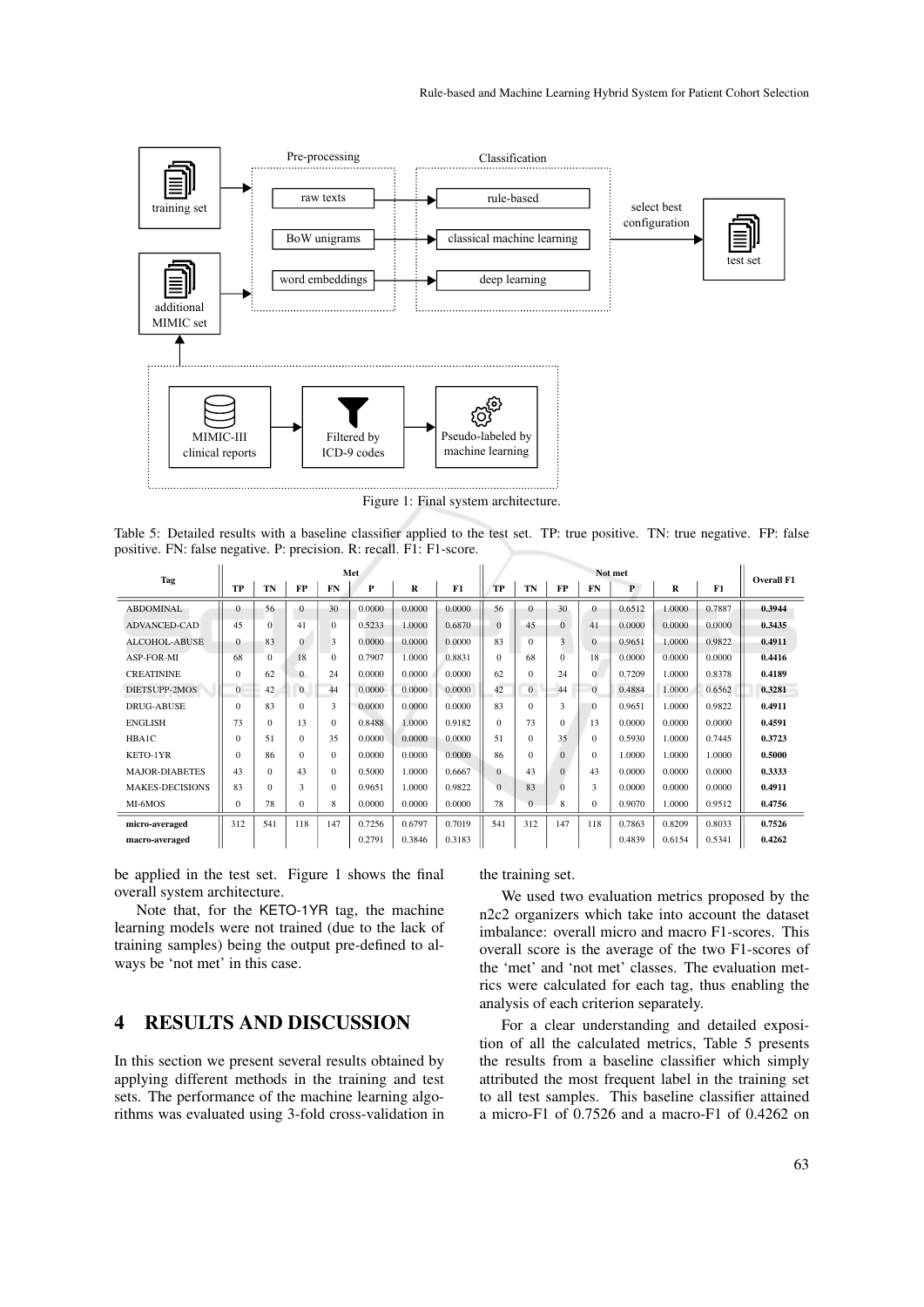Figure 1: Final system architecture.

Table 5: Detailed results with a baseline classifier applied to the test set. TP: true positive. TN: true negative. FP: false positive. FN: false negative. P: precision. R: recall. F1: F1-score.

| Tag | Met | | | | | | | Not met | | | | | | | Overall F1 |
|---|---|---|---|---|---|---|---|---|---|---|---|---|---|---|---|
| | TP | TN | FP | FN | P | R | F1 | TP | TN | FP | FN | P | R | F1 | |
| ABDOMINAL | 0 | 56 | 0 | 30 | 0.0000 | 0.0000 | 0.0000 | 56 | 0 | 30 | 0 | 0.6512 | 1.0000 | 0.7887 | **0.3944** |
| ADVANCED-CAD | 45 | 0 | 41 | 0 | 0.5233 | 1.0000 | 0.6870 | 0 | 45 | 0 | 41 | 0.0000 | 0.0000 | 0.0000 | **0.3435** |
| ALCOHOL-ABUSE | 0 | 83 | 0 | 3 | 0.0000 | 0.0000 | 0.0000 | 83 | 0 | 3 | 0 | 0.9651 | 1.0000 | 0.9822 | **0.4911** |
| ASP-FOR-MI | 68 | 0 | 18 | 0 | 0.7907 | 1.0000 | 0.8831 | 0 | 68 | 0 | 18 | 0.0000 | 0.0000 | 0.0000 | **0.4416** |
| CREATININE | 0 | 62 | 0 | 24 | 0.0000 | 0.0000 | 0.0000 | 62 | 0 | 24 | 0 | 0.7209 | 1.0000 | 0.8378 | **0.4189** |
| DIETSUPP-2MOS | 0 | 42 | 0 | 44 | 0.0000 | 0.0000 | 0.0000 | 42 | 0 | 44 | 0 | 0.4884 | 1.0000 | 0.6562 | **0.3281** |
| DRUG-ABUSE | 0 | 83 | 0 | 3 | 0.0000 | 0.0000 | 0.0000 | 83 | 0 | 3 | 0 | 0.9651 | 1.0000 | 0.9822 | **0.4911** |
| ENGLISH | 73 | 0 | 13 | 0 | 0.8488 | 1.0000 | 0.9182 | 0 | 73 | 0 | 13 | 0.0000 | 0.0000 | 0.0000 | **0.4591** |
| HBA1C | 0 | 51 | 0 | 35 | 0.0000 | 0.0000 | 0.0000 | 51 | 0 | 35 | 0 | 0.5930 | 1.0000 | 0.7445 | **0.3723** |
| KETO-1YR | 0 | 86 | 0 | 0 | 0.0000 | 0.0000 | 0.0000 | 86 | 0 | 0 | 0 | 1.0000 | 1.0000 | 1.0000 | **0.5000** |
| MAJOR-DIABETES | 43 | 0 | 43 | 0 | 0.5000 | 1.0000 | 0.6667 | 0 | 43 | 0 | 43 | 0.0000 | 0.0000 | 0.0000 | **0.3333** |
| MAKES-DECISIONS | 83 | 0 | 3 | 0 | 0.9651 | 1.0000 | 0.9822 | 0 | 83 | 0 | 3 | 0.0000 | 0.0000 | 0.0000 | **0.4911** |
| MI-6MOS | 0 | 78 | 0 | 8 | 0.0000 | 0.0000 | 0.0000 | 78 | 0 | 8 | 0 | 0.9070 | 1.0000 | 0.9512 | **0.4756** |
| **micro-averaged** | 312 | 541 | 118 | 147 | 0.7256 | 0.6797 | 0.7019 | 541 | 312 | 147 | 118 | 0.7863 | 0.8209 | 0.8033 | **0.7526** |
| **macro-averaged** | | | | | 0.2791 | 0.3846 | 0.3183 | | | | | 0.4839 | 0.6154 | 0.5341 | **0.4262** |

be applied in the test set. Figure 1 shows the final overall system architecture.

Note that, for the KETO-1YR tag, the machine learning models were not trained (due to the lack of training samples) being the output pre-defined to always be 'not met' in this case.

## 4 RESULTS AND DISCUSSION

In this section we present several results obtained by applying different methods in the training and test sets. The performance of the machine learning algorithms was evaluated using 3-fold cross-validation in the training set.

We used two evaluation metrics proposed by the n2c2 organizers which take into account the dataset imbalance: overall micro and macro F1-scores. This overall score is the average of the two F1-scores of the 'met' and 'not met' classes. The evaluation metrics were calculated for each tag, thus enabling the analysis of each criterion separately.

For a clear understanding and detailed exposition of all the calculated metrics, Table 5 presents the results from a baseline classifier which simply attributed the most frequent label in the training set to all test samples. This baseline classifier attained a micro-F1 of 0.7526 and a macro-F1 of 0.4262 on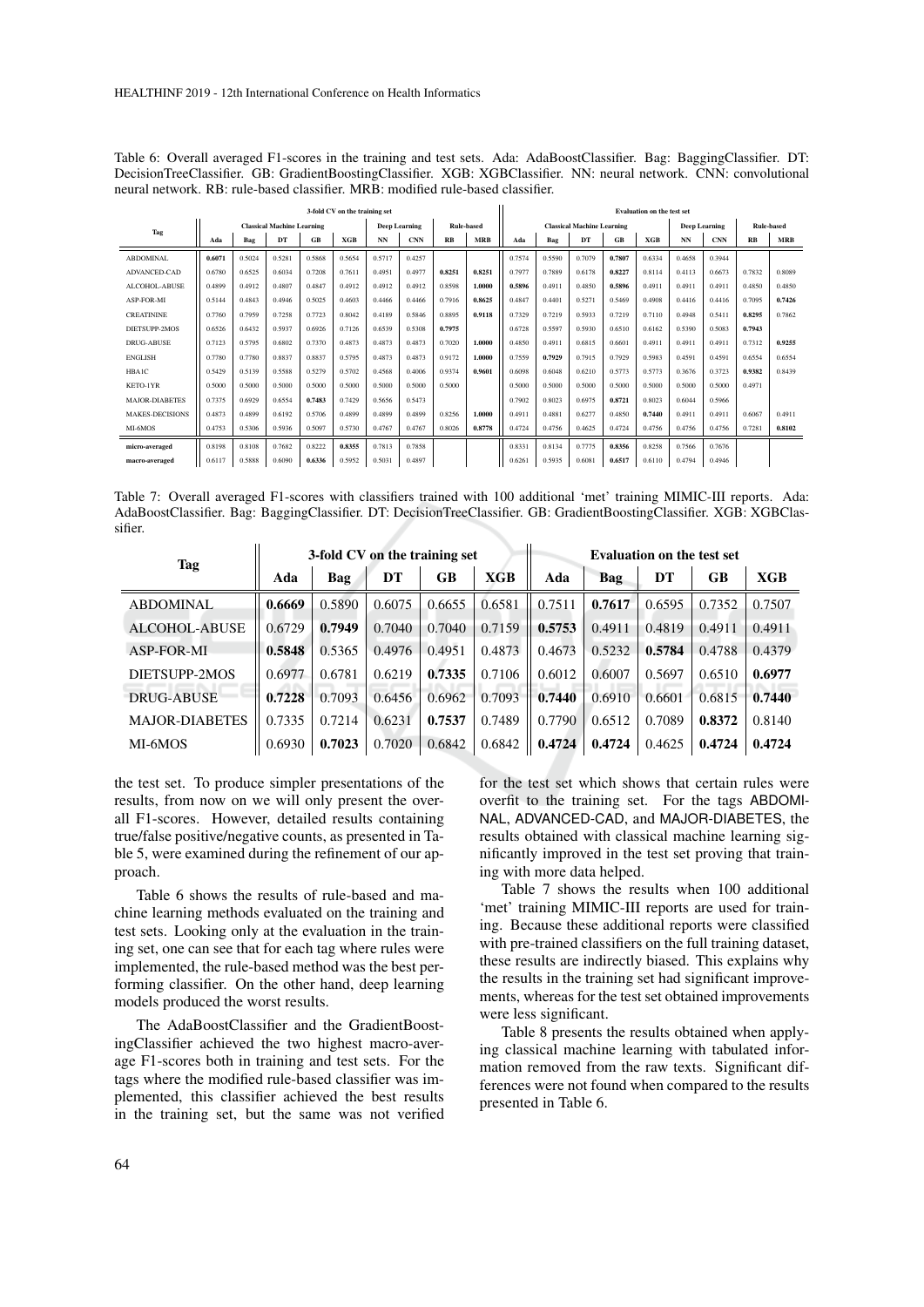Table 6: Overall averaged F1-scores in the training and test sets. Ada: AdaBoostClassifier. Bag: BaggingClassifier. DT: DecisionTreeClassifier. GB: GradientBoostingClassifier. XGB: XGBClassifier. NN: neural network. CNN: convolutional neural network. RB: rule-based classifier. MRB: modified rule-based classifier.

| Tag | 3-fold CV on the training set | | | | | | | | | Evaluation on the test set | | | | | | | | |
|---|---|---|---|---|---|---|---|---|---|---|---|---|---|---|---|---|---|---|
| | Classical Machine Learning | | | | | Deep Learning | | Rule-based | | Classical Machine Learning | | | | | Deep Learning | | Rule-based | |
| | Ada | Bag | DT | GB | XGB | NN | CNN | RB | MRB | Ada | Bag | DT | GB | XGB | NN | CNN | RB | MRB |
| ABDOMINAL | **0.6071** | 0.5024 | 0.5281 | 0.5868 | 0.5654 | 0.5717 | 0.4257 | | | 0.7574 | 0.5590 | 0.7079 | **0.7807** | 0.6334 | 0.4658 | 0.3944 | | |
| ADVANCED-CAD | 0.6780 | 0.6525 | 0.6034 | 0.7208 | 0.7611 | 0.4951 | 0.4977 | **0.8251** | **0.8251** | 0.7977 | 0.7889 | 0.6178 | **0.8227** | 0.8114 | 0.4113 | 0.6673 | 0.7832 | 0.8089 |
| ALCOHOL-ABUSE | 0.4899 | 0.4912 | 0.4807 | 0.4847 | 0.4912 | 0.4912 | 0.4912 | 0.8598 | **1.0000** | **0.5896** | 0.4911 | 0.4850 | **0.5896** | 0.4911 | 0.4911 | 0.4911 | 0.4850 | 0.4850 |
| ASP-FOR-MI | 0.5144 | 0.4843 | 0.4946 | 0.5025 | 0.4603 | 0.4466 | 0.4466 | 0.7916 | **0.8625** | 0.4847 | 0.4401 | 0.5271 | 0.5469 | 0.4908 | 0.4416 | 0.4416 | 0.7095 | **0.7426** |
| CREATININE | 0.7760 | 0.7959 | 0.7258 | 0.7723 | 0.8042 | 0.4189 | 0.5846 | 0.8895 | **0.9118** | 0.7329 | 0.7219 | 0.5933 | 0.7219 | 0.7110 | 0.4948 | 0.5411 | **0.8295** | 0.7862 |
| DIETSUPP-2MOS | 0.6526 | 0.6432 | 0.5937 | 0.6926 | 0.7126 | 0.6539 | 0.5308 | **0.7975** | | 0.6728 | 0.5597 | 0.5930 | 0.6510 | 0.6162 | 0.5390 | 0.5083 | **0.7943** | |
| DRUG-ABUSE | 0.7123 | 0.5795 | 0.6802 | 0.7370 | 0.4873 | 0.4873 | 0.4873 | 0.7020 | **1.0000** | 0.4850 | 0.4911 | 0.6815 | 0.6601 | 0.4911 | 0.4911 | 0.4911 | 0.7312 | **0.9255** |
| ENGLISH | 0.7780 | 0.7780 | 0.8837 | 0.8837 | 0.5795 | 0.4873 | 0.4873 | 0.9172 | **1.0000** | 0.7559 | **0.7929** | 0.7915 | 0.7929 | 0.5983 | 0.4591 | 0.4591 | 0.6554 | 0.6554 |
| HBA1C | 0.5429 | 0.5139 | 0.5588 | 0.5279 | 0.5702 | 0.4568 | 0.4006 | 0.9374 | **0.9601** | 0.6098 | 0.6048 | 0.6210 | 0.5773 | 0.5773 | 0.3676 | 0.3723 | **0.9382** | 0.8439 |
| KETO-1YR | 0.5000 | 0.5000 | 0.5000 | 0.5000 | 0.5000 | 0.5000 | 0.5000 | 0.5000 | | 0.5000 | 0.5000 | 0.5000 | 0.5000 | 0.5000 | 0.5000 | 0.5000 | 0.4971 | |
| MAJOR-DIABETES | 0.7375 | 0.6929 | 0.6554 | **0.7483** | 0.7429 | 0.5656 | 0.5473 | | | 0.7902 | 0.8023 | 0.6975 | **0.8721** | 0.8023 | 0.6044 | 0.5966 | | |
| MAKES-DECISIONS | 0.4873 | 0.4899 | 0.6192 | 0.5706 | 0.4899 | 0.4899 | 0.4899 | 0.8256 | **1.0000** | 0.4911 | 0.4881 | 0.6277 | 0.4850 | **0.7440** | 0.4911 | 0.4911 | 0.6067 | 0.4911 |
| MI-6MOS | 0.4753 | 0.5306 | 0.5936 | 0.5097 | 0.5730 | 0.4767 | 0.4767 | 0.8026 | **0.8778** | 0.4724 | 0.4756 | 0.4625 | 0.4724 | 0.4756 | 0.4756 | 0.4756 | 0.7281 | **0.8102** |
| micro-averaged | 0.8198 | 0.8108 | 0.7682 | 0.8222 | **0.8355** | 0.7813 | 0.7858 | | | 0.8331 | 0.8134 | 0.7775 | **0.8356** | 0.8258 | 0.7566 | 0.7676 | | |
| macro-averaged | 0.6117 | 0.5888 | 0.6090 | **0.6336** | 0.5952 | 0.5031 | 0.4897 | | | 0.6261 | 0.5935 | 0.6081 | **0.6517** | 0.6110 | 0.4794 | 0.4946 | | |

Table 7: Overall averaged F1-scores with classifiers trained with 100 additional 'met' training MIMIC-III reports. Ada: AdaBoostClassifier. Bag: BaggingClassifier. DT: DecisionTreeClassifier. GB: GradientBoostingClassifier. XGB: XGBClassifier.

| Tag | 3-fold CV on the training set | | | | | Evaluation on the test set | | | | |
|---|---|---|---|---|---|---|---|---|---|---|
| | Ada | Bag | DT | GB | XGB | Ada | Bag | DT | GB | XGB |
| ABDOMINAL | **0.6669** | 0.5890 | 0.6075 | 0.6655 | 0.6581 | 0.7511 | **0.7617** | 0.6595 | 0.7352 | 0.7507 |
| ALCOHOL-ABUSE | 0.6729 | **0.7949** | 0.7040 | 0.7040 | 0.7159 | **0.5753** | 0.4911 | 0.4819 | 0.4911 | 0.4911 |
| ASP-FOR-MI | **0.5848** | 0.5365 | 0.4976 | 0.4951 | 0.4873 | 0.4673 | 0.5232 | **0.5784** | 0.4788 | 0.4379 |
| DIETSUPP-2MOS | 0.6977 | 0.6781 | 0.6219 | **0.7335** | 0.7106 | 0.6012 | 0.6007 | 0.5697 | 0.6510 | **0.6977** |
| DRUG-ABUSE | **0.7228** | 0.7093 | 0.6456 | 0.6962 | 0.7093 | **0.7440** | 0.6910 | 0.6601 | 0.6815 | **0.7440** |
| MAJOR-DIABETES | 0.7335 | 0.7214 | 0.6231 | **0.7537** | 0.7489 | 0.7790 | 0.6512 | 0.7089 | **0.8372** | 0.8140 |
| MI-6MOS | 0.6930 | **0.7023** | 0.7020 | 0.6842 | 0.6842 | **0.4724** | **0.4724** | 0.4625 | **0.4724** | **0.4724** |

the test set. To produce simpler presentations of the results, from now on we will only present the overall F1-scores. However, detailed results containing true/false positive/negative counts, as presented in Table 5, were examined during the refinement of our approach.

Table 6 shows the results of rule-based and machine learning methods evaluated on the training and test sets. Looking only at the evaluation in the training set, one can see that for each tag where rules were implemented, the rule-based method was the best performing classifier. On the other hand, deep learning models produced the worst results.

The AdaBoostClassifier and the GradientBoostingClassifier achieved the two highest macro-average F1-scores both in training and test sets. For the tags where the modified rule-based classifier was implemented, this classifier achieved the best results in the training set, but the same was not verified for the test set which shows that certain rules were overfit to the training set. For the tags ABDOMINAL, ADVANCED-CAD, and MAJOR-DIABETES, the results obtained with classical machine learning significantly improved in the test set proving that training with more data helped.

Table 7 shows the results when 100 additional 'met' training MIMIC-III reports are used for training. Because these additional reports were classified with pre-trained classifiers on the full training dataset, these results are indirectly biased. This explains why the results in the training set had significant improvements, whereas for the test set obtained improvements were less significant.

Table 8 presents the results obtained when applying classical machine learning with tabulated information removed from the raw texts. Significant differences were not found when compared to the results presented in Table 6.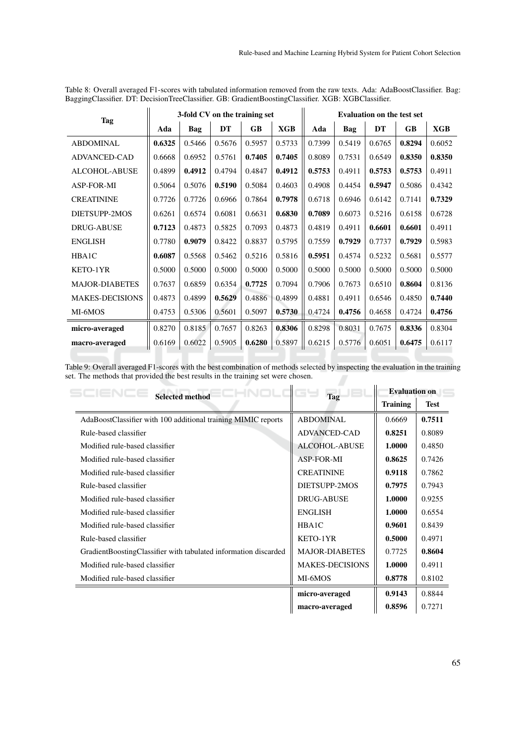Table 8: Overall averaged F1-scores with tabulated information removed from the raw texts. Ada: AdaBoostClassifier. Bag: BaggingClassifier. DT: DecisionTreeClassifier. GB: GradientBoostingClassifier. XGB: XGBClassifier.

| Tag | 3-fold CV on the training set | | | | | Evaluation on the test set | | | | |
|---|---|---|---|---|---|---|---|---|---|---|
| | Ada | Bag | DT | GB | XGB | Ada | Bag | DT | GB | XGB |
| ABDOMINAL | **0.6325** | 0.5466 | 0.5676 | 0.5957 | 0.5733 | 0.7399 | 0.5419 | 0.6765 | **0.8294** | 0.6052 |
| ADVANCED-CAD | 0.6668 | 0.6952 | 0.5761 | **0.7405** | **0.7405** | 0.8089 | 0.7531 | 0.6549 | **0.8350** | **0.8350** |
| ALCOHOL-ABUSE | 0.4899 | **0.4912** | 0.4794 | 0.4847 | **0.4912** | **0.5753** | 0.4911 | **0.5753** | **0.5753** | 0.4911 |
| ASP-FOR-MI | 0.5064 | 0.5076 | **0.5190** | 0.5084 | 0.4603 | 0.4908 | 0.4454 | **0.5947** | 0.5086 | 0.4342 |
| CREATININE | 0.7726 | 0.7726 | 0.6966 | 0.7864 | **0.7978** | 0.6718 | 0.6946 | 0.6142 | 0.7141 | **0.7329** |
| DIETSUPP-2MOS | 0.6261 | 0.6574 | 0.6081 | 0.6631 | **0.6830** | **0.7089** | 0.6073 | 0.5216 | 0.6158 | 0.6728 |
| DRUG-ABUSE | **0.7123** | 0.4873 | 0.5825 | 0.7093 | 0.4873 | 0.4819 | 0.4911 | **0.6601** | **0.6601** | 0.4911 |
| ENGLISH | 0.7780 | **0.9079** | 0.8422 | 0.8837 | 0.5795 | 0.7559 | **0.7929** | 0.7737 | **0.7929** | 0.5983 |
| HBA1C | **0.6087** | 0.5568 | 0.5462 | 0.5216 | 0.5816 | **0.5951** | 0.4574 | 0.5232 | 0.5681 | 0.5577 |
| KETO-1YR | 0.5000 | 0.5000 | 0.5000 | 0.5000 | 0.5000 | 0.5000 | 0.5000 | 0.5000 | 0.5000 | 0.5000 |
| MAJOR-DIABETES | 0.7637 | 0.6859 | 0.6354 | **0.7725** | 0.7094 | 0.7906 | 0.7673 | 0.6510 | **0.8604** | 0.8136 |
| MAKES-DECISIONS | 0.4873 | 0.4899 | **0.5629** | 0.4886 | 0.4899 | 0.4881 | 0.4911 | 0.6546 | 0.4850 | **0.7440** |
| MI-6MOS | 0.4753 | 0.5306 | 0.5601 | 0.5097 | **0.5730** | 0.4724 | **0.4756** | 0.4658 | 0.4724 | **0.4756** |
| **micro-averaged** | 0.8270 | 0.8185 | 0.7657 | 0.8263 | **0.8306** | 0.8298 | 0.8031 | 0.7675 | **0.8336** | 0.8304 |
| **macro-averaged** | 0.6169 | 0.6022 | 0.5905 | **0.6280** | 0.5897 | 0.6215 | 0.5776 | 0.6051 | **0.6475** | 0.6117 |

Table 9: Overall averaged F1-scores with the best combination of methods selected by inspecting the evaluation in the training set. The methods that provided the best results in the training set were chosen.

| Selected method | Tag | Evaluation on | |
|---|---|---|---|
| | | Training | Test |
| AdaBoostClassifier with 100 additional training MIMIC reports | ABDOMINAL | 0.6669 | **0.7511** |
| Rule-based classifier | ADVANCED-CAD | **0.8251** | 0.8089 |
| Modified rule-based classifier | ALCOHOL-ABUSE | **1.0000** | 0.4850 |
| Modified rule-based classifier | ASP-FOR-MI | **0.8625** | 0.7426 |
| Modified rule-based classifier | CREATININE | **0.9118** | 0.7862 |
| Rule-based classifier | DIETSUPP-2MOS | **0.7975** | 0.7943 |
| Modified rule-based classifier | DRUG-ABUSE | **1.0000** | 0.9255 |
| Modified rule-based classifier | ENGLISH | **1.0000** | 0.6554 |
| Modified rule-based classifier | HBA1C | **0.9601** | 0.8439 |
| Rule-based classifier | KETO-1YR | **0.5000** | 0.4971 |
| GradientBoostingClassifier with tabulated information discarded | MAJOR-DIABETES | 0.7725 | **0.8604** |
| Modified rule-based classifier | MAKES-DECISIONS | **1.0000** | 0.4911 |
| Modified rule-based classifier | MI-6MOS | **0.8778** | 0.8102 |
| | **micro-averaged** | **0.9143** | 0.8844 |
| | **macro-averaged** | **0.8596** | 0.7271 |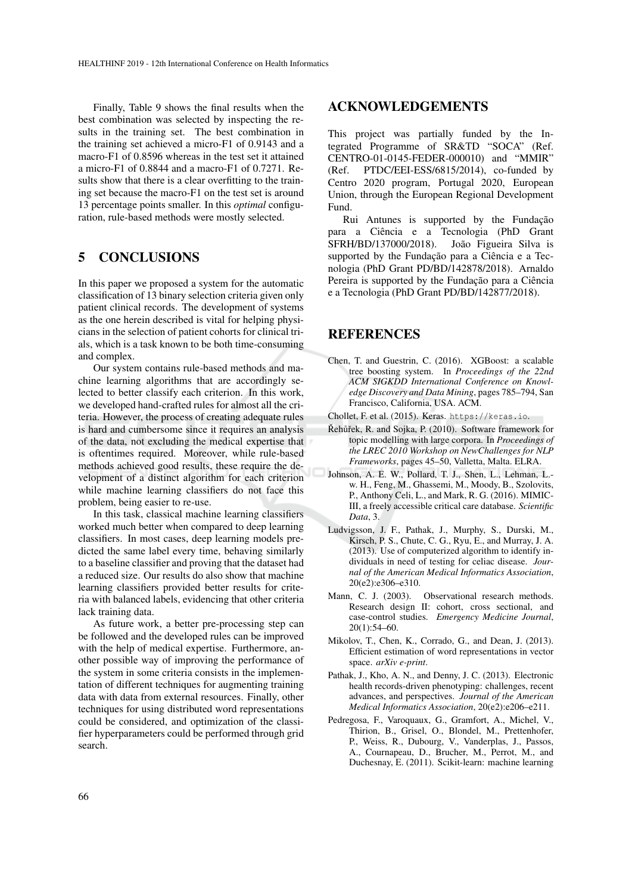Finally, Table 9 shows the final results when the best combination was selected by inspecting the results in the training set. The best combination in the training set achieved a micro-F1 of 0.9143 and a macro-F1 of 0.8596 whereas in the test set it attained a micro-F1 of 0.8844 and a macro-F1 of 0.7271. Results show that there is a clear overfitting to the training set because the macro-F1 on the test set is around 13 percentage points smaller. In this *optimal* configuration, rule-based methods were mostly selected.

## 5 CONCLUSIONS

In this paper we proposed a system for the automatic classification of 13 binary selection criteria given only patient clinical records. The development of systems as the one herein described is vital for helping physicians in the selection of patient cohorts for clinical trials, which is a task known to be both time-consuming and complex.

Our system contains rule-based methods and machine learning algorithms that are accordingly selected to better classify each criterion. In this work, we developed hand-crafted rules for almost all the criteria. However, the process of creating adequate rules is hard and cumbersome since it requires an analysis of the data, not excluding the medical expertise that is oftentimes required. Moreover, while rule-based methods achieved good results, these require the development of a distinct algorithm for each criterion while machine learning classifiers do not face this problem, being easier to re-use.

In this task, classical machine learning classifiers worked much better when compared to deep learning classifiers. In most cases, deep learning models predicted the same label every time, behaving similarly to a baseline classifier and proving that the dataset had a reduced size. Our results do also show that machine learning classifiers provided better results for criteria with balanced labels, evidencing that other criteria lack training data.

As future work, a better pre-processing step can be followed and the developed rules can be improved with the help of medical expertise. Furthermore, another possible way of improving the performance of the system in some criteria consists in the implementation of different techniques for augmenting training data with data from external resources. Finally, other techniques for using distributed word representations could be considered, and optimization of the classifier hyperparameters could be performed through grid search.

## ACKNOWLEDGEMENTS

This project was partially funded by the Integrated Programme of SR&TD "SOCA" (Ref. CENTRO-01-0145-FEDER-000010) and "MMIR" (Ref. PTDC/EEI-ESS/6815/2014), co-funded by Centro 2020 program, Portugal 2020, European Union, through the European Regional Development Fund.

Rui Antunes is supported by the Fundação para a Ciência e a Tecnologia (PhD Grant SFRH/BD/137000/2018). João Figueira Silva is supported by the Fundação para a Ciência e a Tecnologia (PhD Grant PD/BD/142878/2018). Arnaldo Pereira is supported by the Fundação para a Ciência e a Tecnologia (PhD Grant PD/BD/142877/2018).

## REFERENCES

Chen, T. and Guestrin, C. (2016). XGBoost: a scalable tree boosting system. In *Proceedings of the 22nd ACM SIGKDD International Conference on Knowledge Discovery and Data Mining*, pages 785–794, San Francisco, California, USA. ACM.

Chollet, F. et al. (2015). Keras. https://keras.io.

Řehůřek, R. and Sojka, P. (2010). Software framework for topic modelling with large corpora. In *Proceedings of the LREC 2010 Workshop on NewChallenges for NLP Frameworks*, pages 45–50, Valletta, Malta. ELRA.

Johnson, A. E. W., Pollard, T. J., Shen, L., Lehman, L.-w. H., Feng, M., Ghassemi, M., Moody, B., Szolovits, P., Anthony Celi, L., and Mark, R. G. (2016). MIMIC-III, a freely accessible critical care database. *Scientific Data*, 3.

Ludvigsson, J. F., Pathak, J., Murphy, S., Durski, M., Kirsch, P. S., Chute, C. G., Ryu, E., and Murray, J. A. (2013). Use of computerized algorithm to identify individuals in need of testing for celiac disease. *Journal of the American Medical Informatics Association*, 20(e2):e306–e310.

Mann, C. J. (2003). Observational research methods. Research design II: cohort, cross sectional, and case-control studies. *Emergency Medicine Journal*, 20(1):54–60.

Mikolov, T., Chen, K., Corrado, G., and Dean, J. (2013). Efficient estimation of word representations in vector space. *arXiv e-print*.

Pathak, J., Kho, A. N., and Denny, J. C. (2013). Electronic health records-driven phenotyping: challenges, recent advances, and perspectives. *Journal of the American Medical Informatics Association*, 20(e2):e206–e211.

Pedregosa, F., Varoquaux, G., Gramfort, A., Michel, V., Thirion, B., Grisel, O., Blondel, M., Prettenhofer, P., Weiss, R., Dubourg, V., Vanderplas, J., Passos, A., Cournapeau, D., Brucher, M., Perrot, M., and Duchesnay, E. (2011). Scikit-learn: machine learning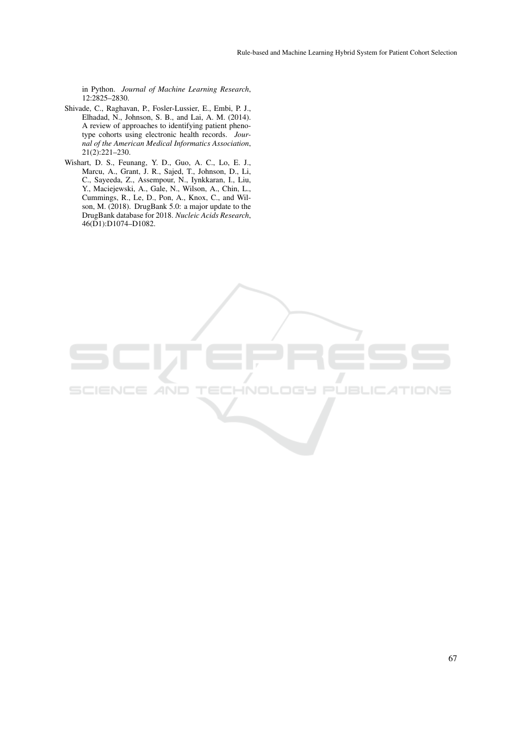in Python. *Journal of Machine Learning Research*, 12:2825–2830.

Shivade, C., Raghavan, P., Fosler-Lussier, E., Embi, P. J., Elhadad, N., Johnson, S. B., and Lai, A. M. (2014). A review of approaches to identifying patient phenotype cohorts using electronic health records. *Journal of the American Medical Informatics Association*, 21(2):221–230.

Wishart, D. S., Feunang, Y. D., Guo, A. C., Lo, E. J., Marcu, A., Grant, J. R., Sajed, T., Johnson, D., Li, C., Sayeeda, Z., Assempour, N., Iynkkaran, I., Liu, Y., Maciejewski, A., Gale, N., Wilson, A., Chin, L., Cummings, R., Le, D., Pon, A., Knox, C., and Wilson, M. (2018). DrugBank 5.0: a major update to the DrugBank database for 2018. *Nucleic Acids Research*, 46(D1):D1074–D1082.